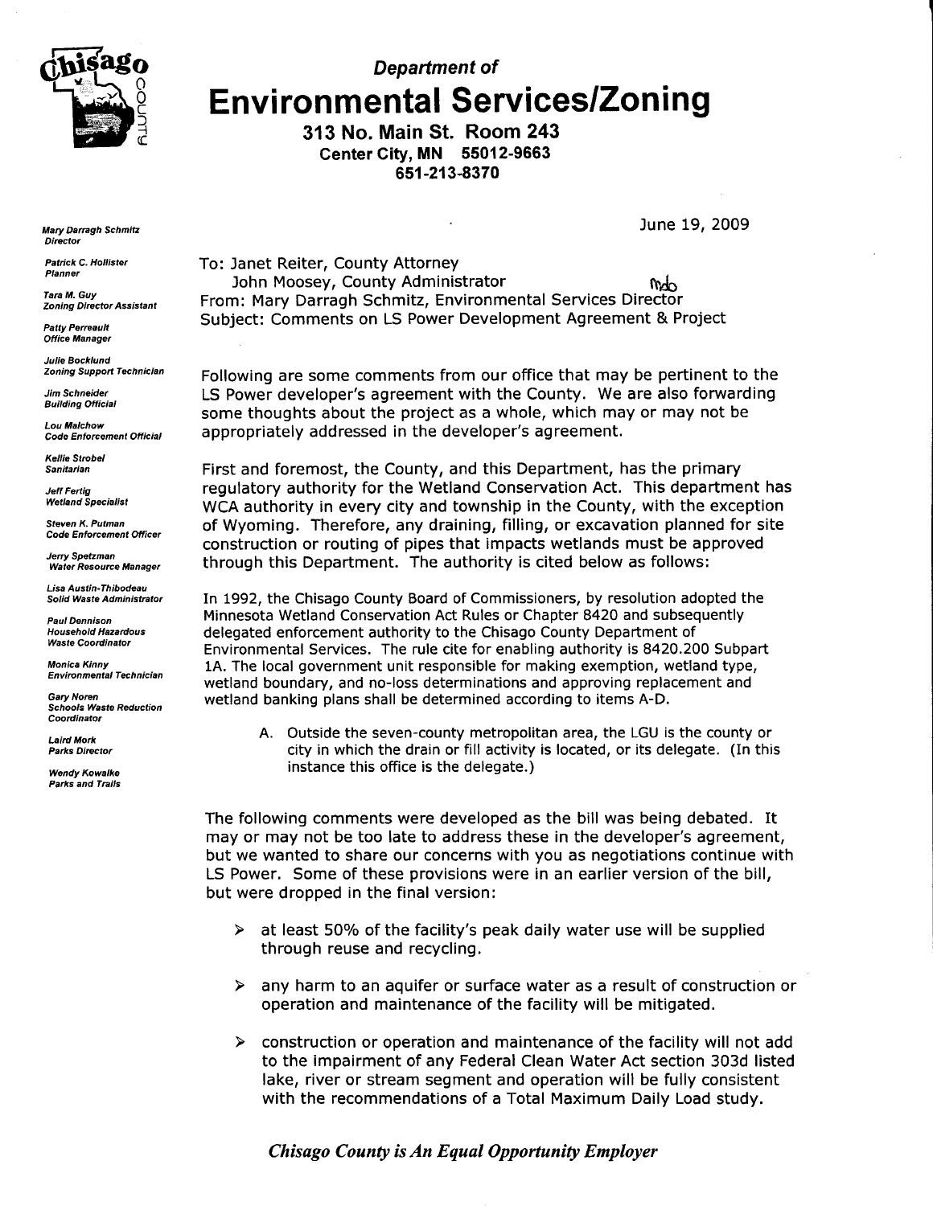# Department of Environmental Services/Zoning

**313 No. Main St. Room 243**
**Center City, MN 55012-9663**
**651-213-8370**

*Mary Darragh Schmitz*
*Director*

*Patrick C. Hollister*
*Planner*

*Tara M. Guy*
*Zoning Director Assistant*

*Patty Perreault*
*Office Manager*

*Julie Bocklund*
*Zoning Support Technician*

*Jim Schneider*
*Building Official*

*Lou Malchow*
*Code Enforcement Official*

*Kellie Strobel*
*Sanitarian*

*Jeff Fertig*
*Wetland Specialist*

*Steven K. Putman*
*Code Enforcement Officer*

*Jerry Spetzman*
*Water Resource Manager*

*Lisa Austin-Thibodeau*
*Solid Waste Administrator*

*Paul Dennison*
*Household Hazardous Waste Coordinator*

*Monica Kinny*
*Environmental Technician*

*Gary Noren*
*Schools Waste Reduction Coordinator*

*Laird Mork*
*Parks Director*

*Wendy Kowalke*
*Parks and Trails*

June 19, 2009

To: Janet Reiter, County Attorney
John Moosey, County Administrator
From: Mary Darragh Schmitz, Environmental Services Director mds
Subject: Comments on LS Power Development Agreement & Project

Following are some comments from our office that may be pertinent to the LS Power developer's agreement with the County. We are also forwarding some thoughts about the project as a whole, which may or may not be appropriately addressed in the developer's agreement.

First and foremost, the County, and this Department, has the primary regulatory authority for the Wetland Conservation Act. This department has WCA authority in every city and township in the County, with the exception of Wyoming. Therefore, any draining, filling, or excavation planned for site construction or routing of pipes that impacts wetlands must be approved through this Department. The authority is cited below as follows:

In 1992, the Chisago County Board of Commissioners, by resolution adopted the Minnesota Wetland Conservation Act Rules or Chapter 8420 and subsequently delegated enforcement authority to the Chisago County Department of Environmental Services. The rule cite for enabling authority is 8420.200 Subpart 1A. The local government unit responsible for making exemption, wetland type, wetland boundary, and no-loss determinations and approving replacement and wetland banking plans shall be determined according to items A-D.

A. Outside the seven-county metropolitan area, the LGU is the county or city in which the drain or fill activity is located, or its delegate. (In this instance this office is the delegate.)

The following comments were developed as the bill was being debated. It may or may not be too late to address these in the developer's agreement, but we wanted to share our concerns with you as negotiations continue with LS Power. Some of these provisions were in an earlier version of the bill, but were dropped in the final version:

- at least 50% of the facility's peak daily water use will be supplied through reuse and recycling.
- any harm to an aquifer or surface water as a result of construction or operation and maintenance of the facility will be mitigated.
- construction or operation and maintenance of the facility will not add to the impairment of any Federal Clean Water Act section 303d listed lake, river or stream segment and operation will be fully consistent with the recommendations of a Total Maximum Daily Load study.

***Chisago County is An Equal Opportunity Employer***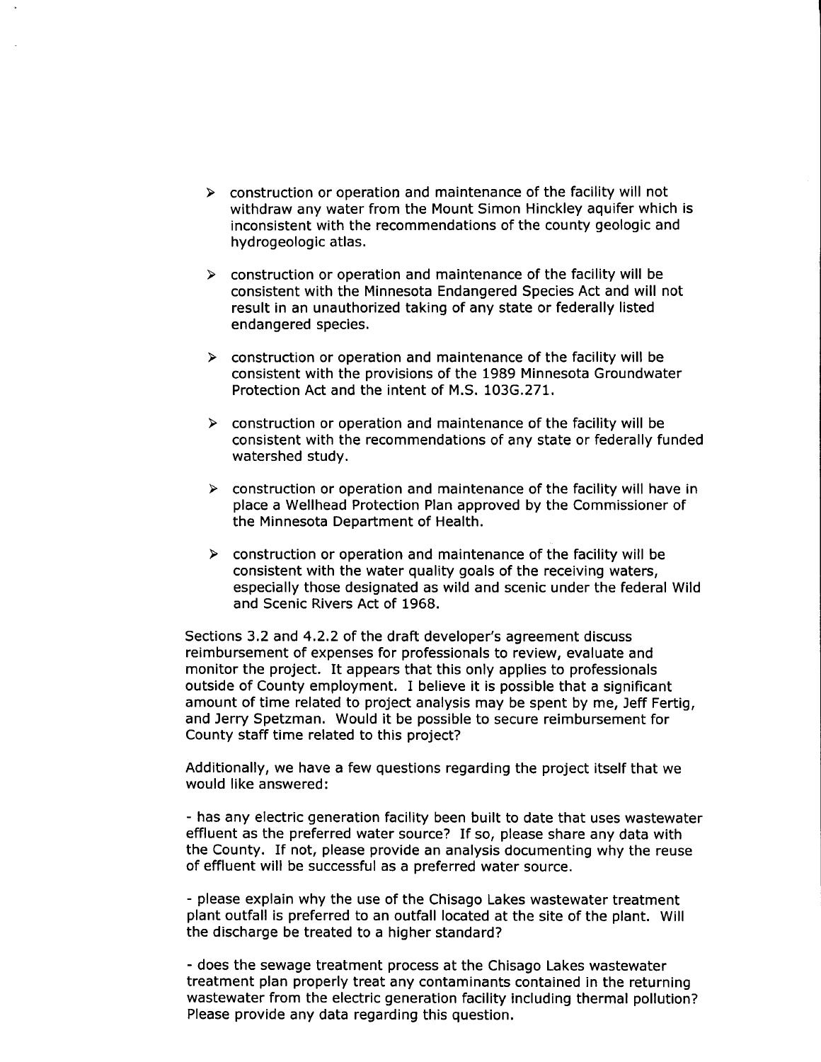- construction or operation and maintenance of the facility will not withdraw any water from the Mount Simon Hinckley aquifer which is inconsistent with the recommendations of the county geologic and hydrogeologic atlas.

- construction or operation and maintenance of the facility will be consistent with the Minnesota Endangered Species Act and will not result in an unauthorized taking of any state or federally listed endangered species.

- construction or operation and maintenance of the facility will be consistent with the provisions of the 1989 Minnesota Groundwater Protection Act and the intent of M.S. 103G.271.

- construction or operation and maintenance of the facility will be consistent with the recommendations of any state or federally funded watershed study.

- construction or operation and maintenance of the facility will have in place a Wellhead Protection Plan approved by the Commissioner of the Minnesota Department of Health.

- construction or operation and maintenance of the facility will be consistent with the water quality goals of the receiving waters, especially those designated as wild and scenic under the federal Wild and Scenic Rivers Act of 1968.

Sections 3.2 and 4.2.2 of the draft developer's agreement discuss reimbursement of expenses for professionals to review, evaluate and monitor the project. It appears that this only applies to professionals outside of County employment. I believe it is possible that a significant amount of time related to project analysis may be spent by me, Jeff Fertig, and Jerry Spetzman. Would it be possible to secure reimbursement for County staff time related to this project?

Additionally, we have a few questions regarding the project itself that we would like answered:

- has any electric generation facility been built to date that uses wastewater effluent as the preferred water source? If so, please share any data with the County. If not, please provide an analysis documenting why the reuse of effluent will be successful as a preferred water source.

- please explain why the use of the Chisago Lakes wastewater treatment plant outfall is preferred to an outfall located at the site of the plant. Will the discharge be treated to a higher standard?

- does the sewage treatment process at the Chisago Lakes wastewater treatment plan properly treat any contaminants contained in the returning wastewater from the electric generation facility including thermal pollution? Please provide any data regarding this question.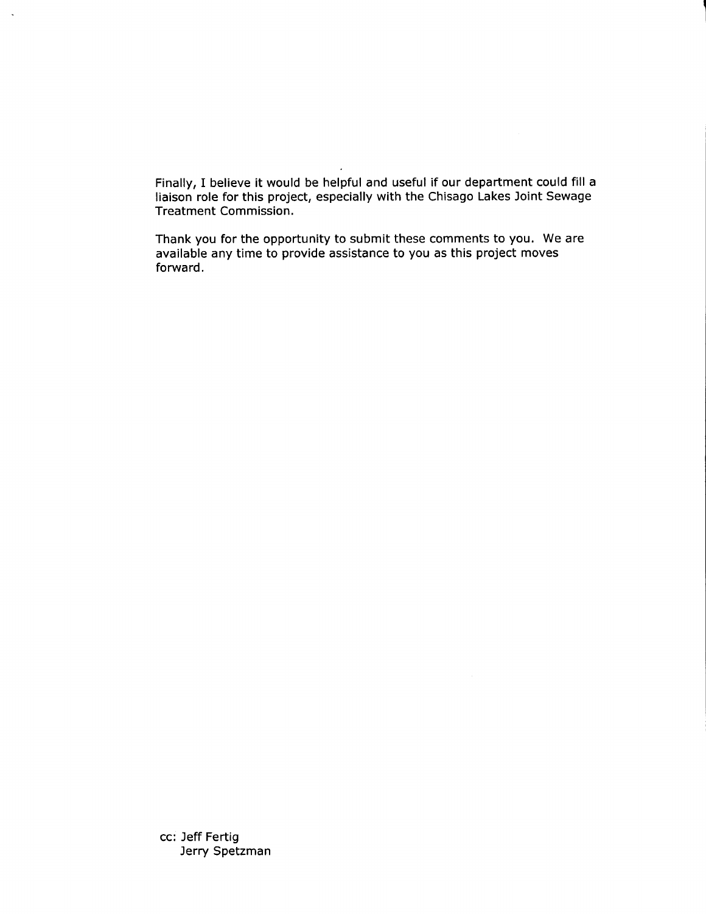Finally, I believe it would be helpful and useful if our department could fill a liaison role for this project, especially with the Chisago Lakes Joint Sewage Treatment Commission.

Thank you for the opportunity to submit these comments to you. We are available any time to provide assistance to you as this project moves forward.

cc: Jeff Fertig
Jerry Spetzman